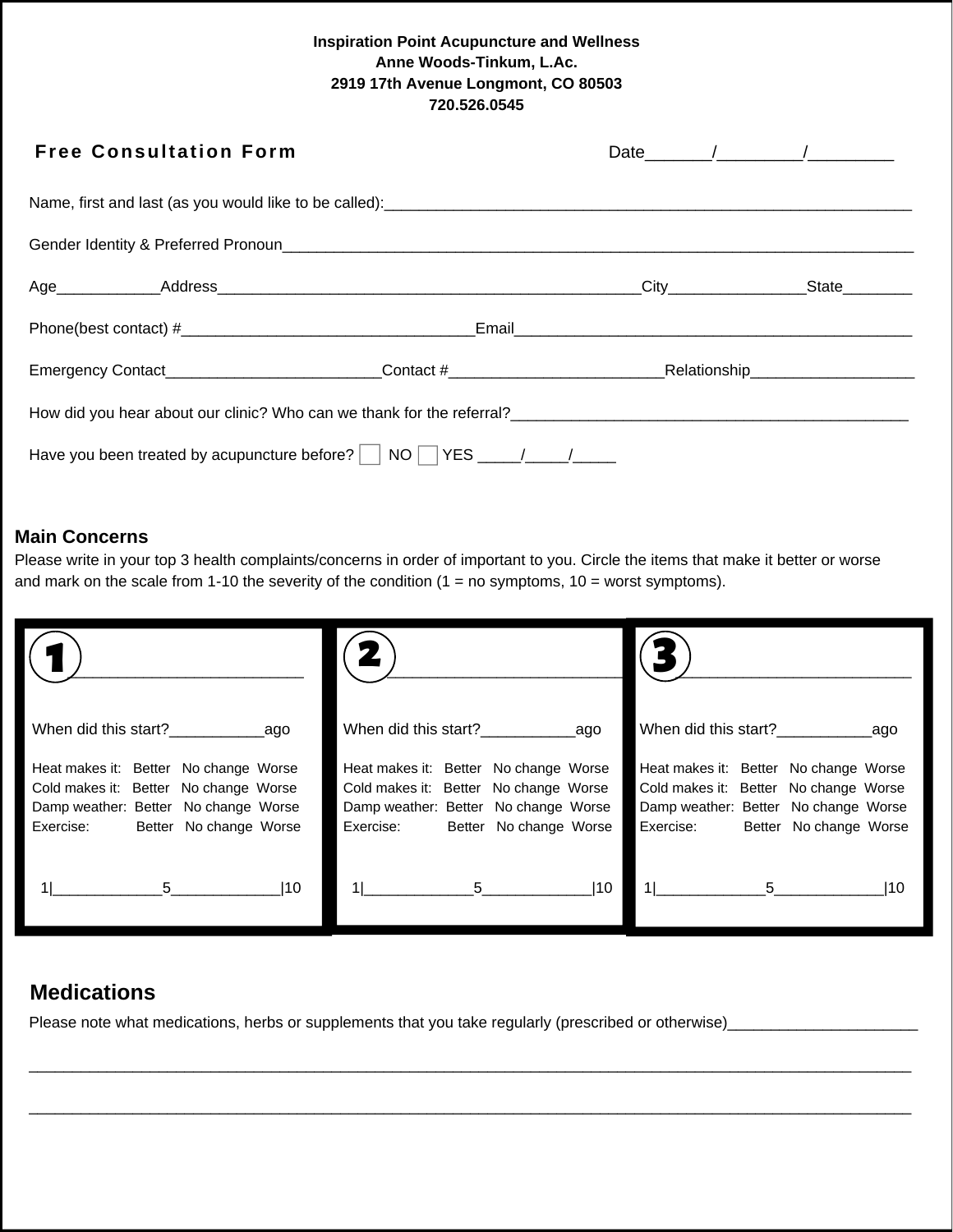**Inspiration Point Acupuncture and Wellness**
**Anne Woods-Tinkum, L.Ac.**
**2919 17th Avenue Longmont, CO 80503**
**720.526.0545**

## Free Consultation Form

Date_______/_________/_________

Name, first and last (as you would like to be called):_______________________________________________________________

Gender Identity & Preferred Pronoun_____________________________________________________________________________

Age____________Address___________________________________________________City________________State________

Phone(best contact) #__________________________________Email_______________________________________________

Emergency Contact_________________________Contact #_________________________Relationship___________________

How did you hear about our clinic? Who can we thank for the referral?_____________________________________________

Have you been treated by acupuncture before? ☐ NO ☐ YES _____/_____/_____

## Main Concerns

Please write in your top 3 health complaints/concerns in order of important to you. Circle the items that make it better or worse and mark on the scale from 1-10 the severity of the condition (1 = no symptoms, 10 = worst symptoms).

**1** _________________________

When did this start?___________ago

Heat makes it: Better No change Worse
Cold makes it: Better No change Worse
Damp weather: Better No change Worse
Exercise: Better No change Worse

1|_____________5_____________|10

**2** _________________________

When did this start?___________ago

Heat makes it: Better No change Worse
Cold makes it: Better No change Worse
Damp weather: Better No change Worse
Exercise: Better No change Worse

1|_____________5_____________|10

**3** _________________________

When did this start?___________ago

Heat makes it: Better No change Worse
Cold makes it: Better No change Worse
Damp weather: Better No change Worse
Exercise: Better No change Worse

1|_____________5_____________|10

## Medications

Please note what medications, herbs or supplements that you take regularly (prescribed or otherwise)______________________

______________________________________________________________________________________________________

______________________________________________________________________________________________________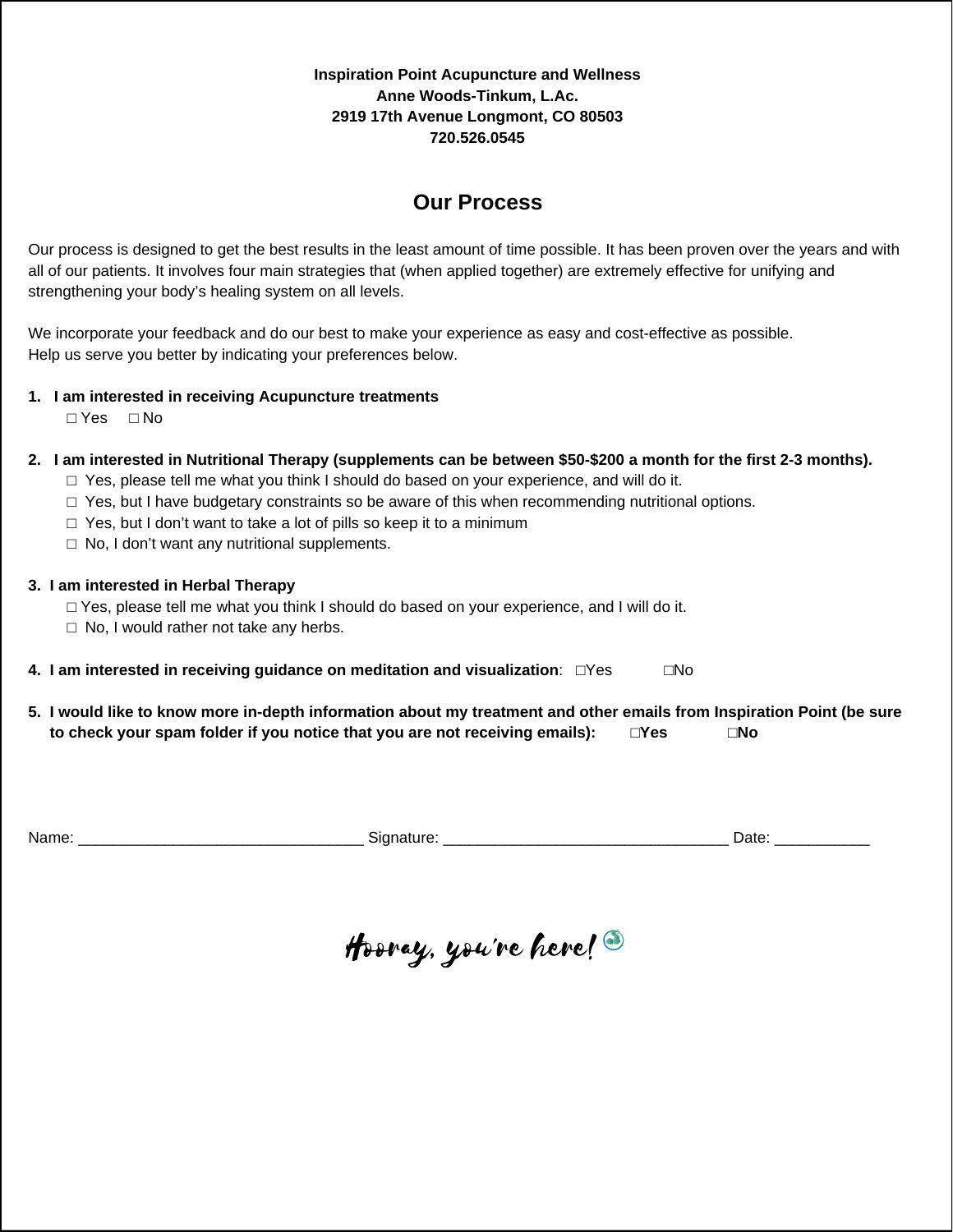**Inspiration Point Acupuncture and Wellness**
**Anne Woods-Tinkum, L.Ac.**
**2919 17th Avenue Longmont, CO 80503**
**720.526.0545**

## Our Process

Our process is designed to get the best results in the least amount of time possible. It has been proven over the years and with all of our patients. It involves four main strategies that (when applied together) are extremely effective for unifying and strengthening your body's healing system on all levels.

We incorporate your feedback and do our best to make your experience as easy and cost-effective as possible.
Help us serve you better by indicating your preferences below.

1. **I am interested in receiving Acupuncture treatments**

   □ Yes □ No

2. **I am interested in Nutritional Therapy (supplements can be between $50-$200 a month for the first 2-3 months).**

   □ Yes, please tell me what you think I should do based on your experience, and will do it.
   □ Yes, but I have budgetary constraints so be aware of this when recommending nutritional options.
   □ Yes, but I don't want to take a lot of pills so keep it to a minimum
   □ No, I don't want any nutritional supplements.

3. **I am interested in Herbal Therapy**

   □ Yes, please tell me what you think I should do based on your experience, and I will do it.
   □ No, I would rather not take any herbs.

4. **I am interested in receiving guidance on meditation and visualization**: □Yes □No

5. **I would like to know more in-depth information about my treatment and other emails from Inspiration Point (be sure to check your spam folder if you notice that you are not receiving emails): □Yes □No**

Name: ________________________________ Signature: ________________________________ Date: ___________

*Hooray, you're here!*